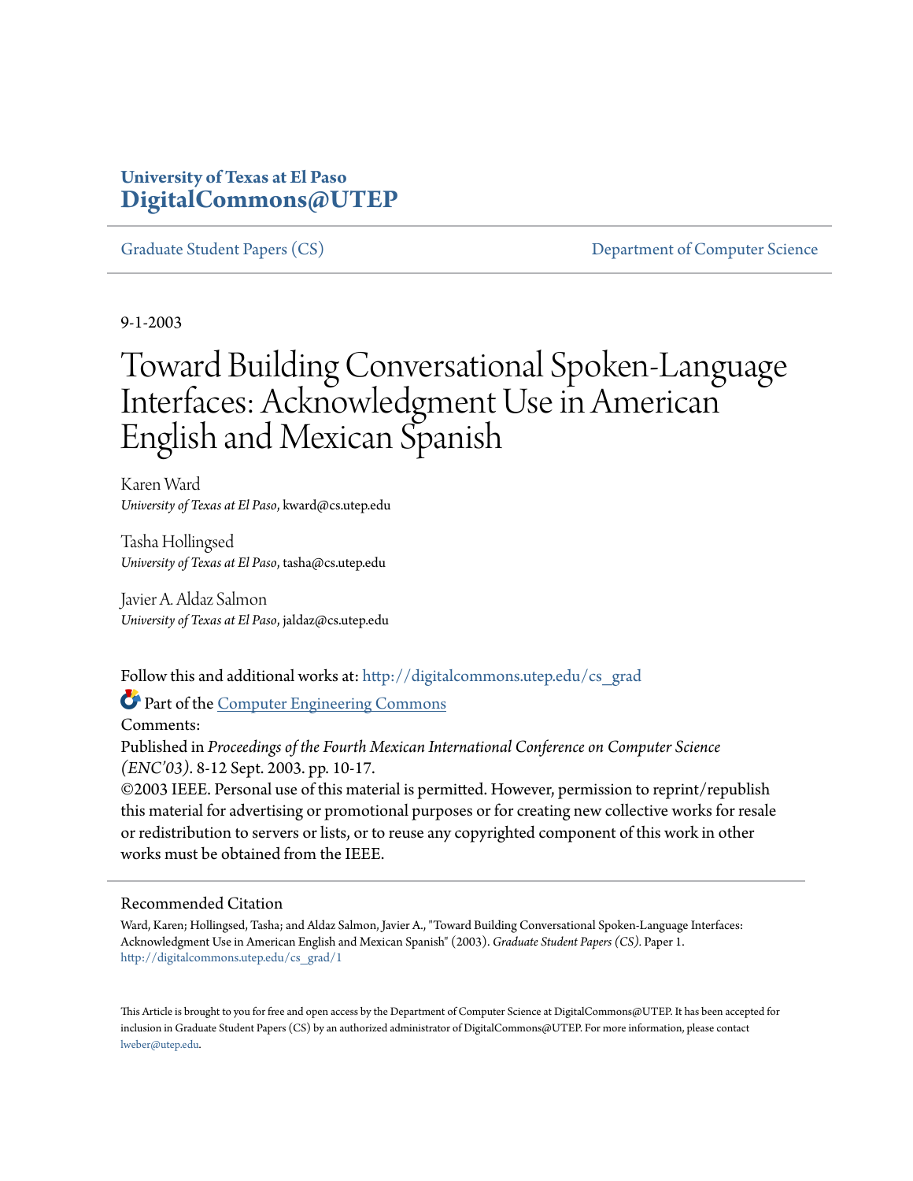University of Texas at El Paso
**DigitalCommons@UTEP**

Graduate Student Papers (CS) | Department of Computer Science

9-1-2003

# Toward Building Conversational Spoken-Language Interfaces: Acknowledgment Use in American English and Mexican Spanish

Karen Ward
*University of Texas at El Paso*, kward@cs.utep.edu

Tasha Hollingsed
*University of Texas at El Paso*, tasha@cs.utep.edu

Javier A. Aldaz Salmon
*University of Texas at El Paso*, jaldaz@cs.utep.edu

Follow this and additional works at: http://digitalcommons.utep.edu/cs_grad

Part of the Computer Engineering Commons

Comments:
Published in *Proceedings of the Fourth Mexican International Conference on Computer Science (ENC'03)*. 8-12 Sept. 2003. pp. 10-17.
©2003 IEEE. Personal use of this material is permitted. However, permission to reprint/republish this material for advertising or promotional purposes or for creating new collective works for resale or redistribution to servers or lists, or to reuse any copyrighted component of this work in other works must be obtained from the IEEE.

## Recommended Citation

Ward, Karen; Hollingsed, Tasha; and Aldaz Salmon, Javier A., "Toward Building Conversational Spoken-Language Interfaces: Acknowledgment Use in American English and Mexican Spanish" (2003). *Graduate Student Papers (CS)*. Paper 1.
http://digitalcommons.utep.edu/cs_grad/1

This Article is brought to you for free and open access by the Department of Computer Science at DigitalCommons@UTEP. It has been accepted for inclusion in Graduate Student Papers (CS) by an authorized administrator of DigitalCommons@UTEP. For more information, please contact lweber@utep.edu.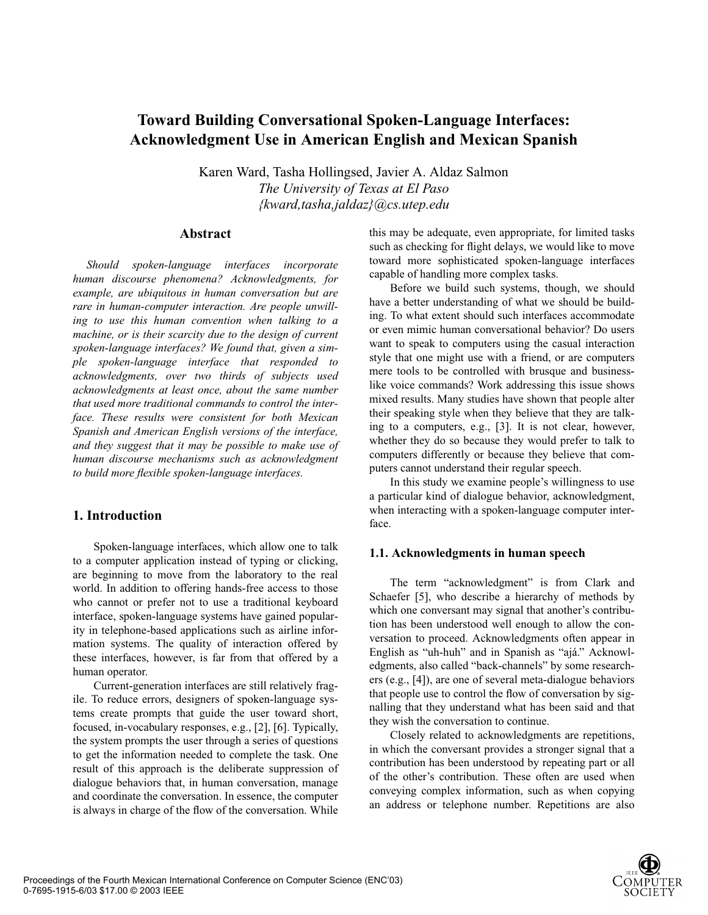# Toward Building Conversational Spoken-Language Interfaces: Acknowledgment Use in American English and Mexican Spanish

Karen Ward, Tasha Hollingsed, Javier A. Aldaz Salmon
*The University of Texas at El Paso*
*{kward,tasha,jaldaz}@cs.utep.edu*

## Abstract

*Should spoken-language interfaces incorporate human discourse phenomena? Acknowledgments, for example, are ubiquitous in human conversation but are rare in human-computer interaction. Are people unwilling to use this human convention when talking to a machine, or is their scarcity due to the design of current spoken-language interfaces? We found that, given a simple spoken-language interface that responded to acknowledgments, over two thirds of subjects used acknowledgments at least once, about the same number that used more traditional commands to control the interface. These results were consistent for both Mexican Spanish and American English versions of the interface, and they suggest that it may be possible to make use of human discourse mechanisms such as acknowledgment to build more flexible spoken-language interfaces.*

## 1. Introduction

Spoken-language interfaces, which allow one to talk to a computer application instead of typing or clicking, are beginning to move from the laboratory to the real world. In addition to offering hands-free access to those who cannot or prefer not to use a traditional keyboard interface, spoken-language systems have gained popularity in telephone-based applications such as airline information systems. The quality of interaction offered by these interfaces, however, is far from that offered by a human operator.

Current-generation interfaces are still relatively fragile. To reduce errors, designers of spoken-language systems create prompts that guide the user toward short, focused, in-vocabulary responses, e.g., [2], [6]. Typically, the system prompts the user through a series of questions to get the information needed to complete the task. One result of this approach is the deliberate suppression of dialogue behaviors that, in human conversation, manage and coordinate the conversation. In essence, the computer is always in charge of the flow of the conversation. While this may be adequate, even appropriate, for limited tasks such as checking for flight delays, we would like to move toward more sophisticated spoken-language interfaces capable of handling more complex tasks.

Before we build such systems, though, we should have a better understanding of what we should be building. To what extent should such interfaces accommodate or even mimic human conversational behavior? Do users want to speak to computers using the casual interaction style that one might use with a friend, or are computers mere tools to be controlled with brusque and business-like voice commands? Work addressing this issue shows mixed results. Many studies have shown that people alter their speaking style when they believe that they are talking to a computers, e.g., [3]. It is not clear, however, whether they do so because they would prefer to talk to computers differently or because they believe that computers cannot understand their regular speech.

In this study we examine people's willingness to use a particular kind of dialogue behavior, acknowledgment, when interacting with a spoken-language computer interface.

### 1.1. Acknowledgments in human speech

The term "acknowledgment" is from Clark and Schaefer [5], who describe a hierarchy of methods by which one conversant may signal that another's contribution has been understood well enough to allow the conversation to proceed. Acknowledgments often appear in English as "uh-huh" and in Spanish as "ajá." Acknowledgments, also called "back-channels" by some researchers (e.g., [4]), are one of several meta-dialogue behaviors that people use to control the flow of conversation by signalling that they understand what has been said and that they wish the conversation to continue.

Closely related to acknowledgments are repetitions, in which the conversant provides a stronger signal that a contribution has been understood by repeating part or all of the other's contribution. These often are used when conveying complex information, such as when copying an address or telephone number. Repetitions are also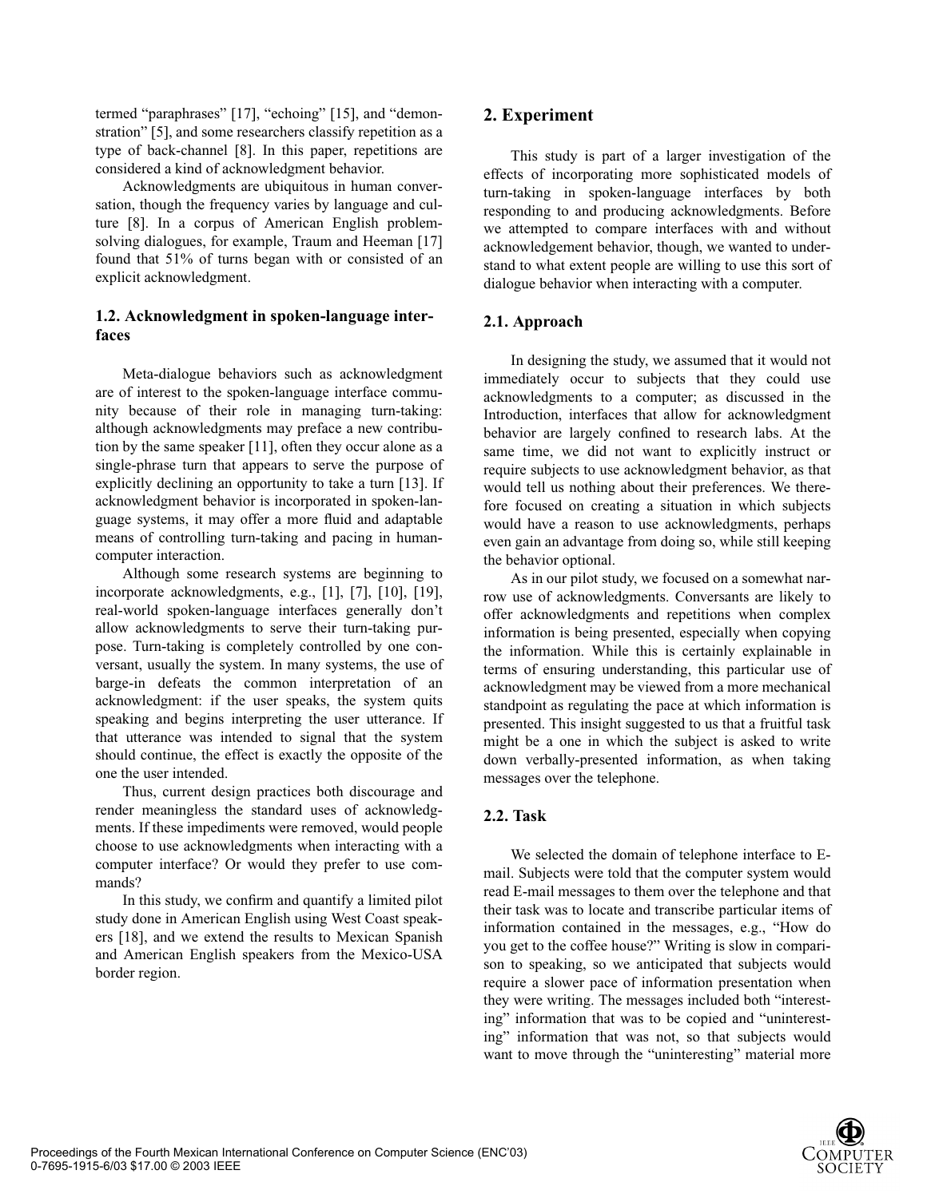termed "paraphrases" [17], "echoing" [15], and "demonstration" [5], and some researchers classify repetition as a type of back-channel [8]. In this paper, repetitions are considered a kind of acknowledgment behavior.

Acknowledgments are ubiquitous in human conversation, though the frequency varies by language and culture [8]. In a corpus of American English problem-solving dialogues, for example, Traum and Heeman [17] found that 51% of turns began with or consisted of an explicit acknowledgment.

### 1.2. Acknowledgment in spoken-language interfaces

Meta-dialogue behaviors such as acknowledgment are of interest to the spoken-language interface community because of their role in managing turn-taking: although acknowledgments may preface a new contribution by the same speaker [11], often they occur alone as a single-phrase turn that appears to serve the purpose of explicitly declining an opportunity to take a turn [13]. If acknowledgment behavior is incorporated in spoken-language systems, it may offer a more fluid and adaptable means of controlling turn-taking and pacing in human-computer interaction.

Although some research systems are beginning to incorporate acknowledgments, e.g., [1], [7], [10], [19], real-world spoken-language interfaces generally don't allow acknowledgments to serve their turn-taking purpose. Turn-taking is completely controlled by one conversant, usually the system. In many systems, the use of barge-in defeats the common interpretation of an acknowledgment: if the user speaks, the system quits speaking and begins interpreting the user utterance. If that utterance was intended to signal that the system should continue, the effect is exactly the opposite of the one the user intended.

Thus, current design practices both discourage and render meaningless the standard uses of acknowledgments. If these impediments were removed, would people choose to use acknowledgments when interacting with a computer interface? Or would they prefer to use commands?

In this study, we confirm and quantify a limited pilot study done in American English using West Coast speakers [18], and we extend the results to Mexican Spanish and American English speakers from the Mexico-USA border region.

## 2. Experiment

This study is part of a larger investigation of the effects of incorporating more sophisticated models of turn-taking in spoken-language interfaces by both responding to and producing acknowledgments. Before we attempted to compare interfaces with and without acknowledgement behavior, though, we wanted to understand to what extent people are willing to use this sort of dialogue behavior when interacting with a computer.

### 2.1. Approach

In designing the study, we assumed that it would not immediately occur to subjects that they could use acknowledgments to a computer; as discussed in the Introduction, interfaces that allow for acknowledgment behavior are largely confined to research labs. At the same time, we did not want to explicitly instruct or require subjects to use acknowledgment behavior, as that would tell us nothing about their preferences. We therefore focused on creating a situation in which subjects would have a reason to use acknowledgments, perhaps even gain an advantage from doing so, while still keeping the behavior optional.

As in our pilot study, we focused on a somewhat narrow use of acknowledgments. Conversants are likely to offer acknowledgments and repetitions when complex information is being presented, especially when copying the information. While this is certainly explainable in terms of ensuring understanding, this particular use of acknowledgment may be viewed from a more mechanical standpoint as regulating the pace at which information is presented. This insight suggested to us that a fruitful task might be a one in which the subject is asked to write down verbally-presented information, as when taking messages over the telephone.

### 2.2. Task

We selected the domain of telephone interface to E-mail. Subjects were told that the computer system would read E-mail messages to them over the telephone and that their task was to locate and transcribe particular items of information contained in the messages, e.g., "How do you get to the coffee house?" Writing is slow in comparison to speaking, so we anticipated that subjects would require a slower pace of information presentation when they were writing. The messages included both "interesting" information that was to be copied and "uninteresting" information that was not, so that subjects would want to move through the "uninteresting" material more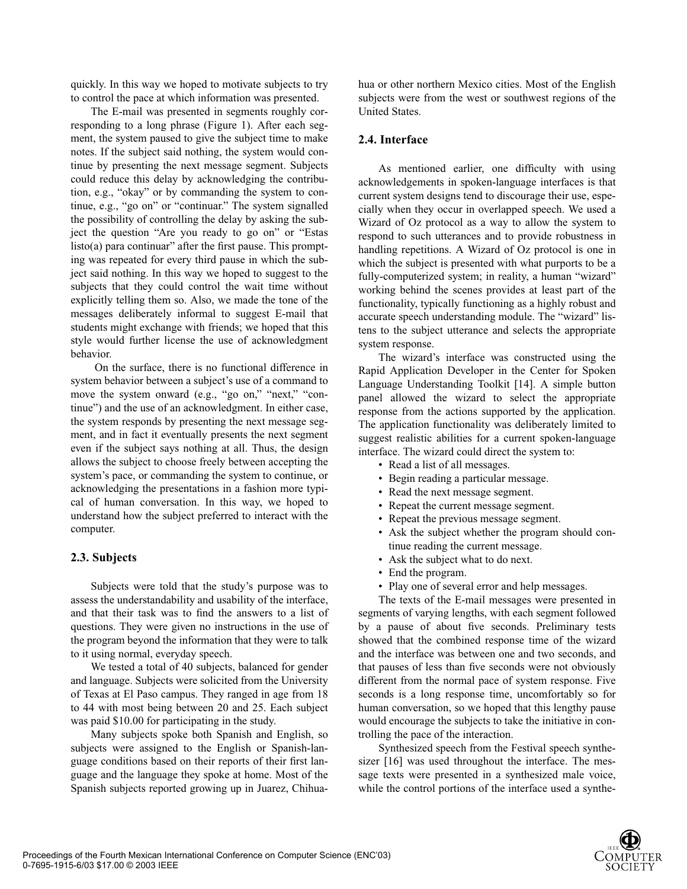quickly. In this way we hoped to motivate subjects to try to control the pace at which information was presented.

The E-mail was presented in segments roughly corresponding to a long phrase (Figure 1). After each segment, the system paused to give the subject time to make notes. If the subject said nothing, the system would continue by presenting the next message segment. Subjects could reduce this delay by acknowledging the contribution, e.g., "okay" or by commanding the system to continue, e.g., "go on" or "continuar." The system signalled the possibility of controlling the delay by asking the subject the question "Are you ready to go on" or "Estas listo(a) para continuar" after the first pause. This prompting was repeated for every third pause in which the subject said nothing. In this way we hoped to suggest to the subjects that they could control the wait time without explicitly telling them so. Also, we made the tone of the messages deliberately informal to suggest E-mail that students might exchange with friends; we hoped that this style would further license the use of acknowledgment behavior.

On the surface, there is no functional difference in system behavior between a subject's use of a command to move the system onward (e.g., "go on," "next," "continue") and the use of an acknowledgment. In either case, the system responds by presenting the next message segment, and in fact it eventually presents the next segment even if the subject says nothing at all. Thus, the design allows the subject to choose freely between accepting the system's pace, or commanding the system to continue, or acknowledging the presentations in a fashion more typical of human conversation. In this way, we hoped to understand how the subject preferred to interact with the computer.

### 2.3. Subjects

Subjects were told that the study's purpose was to assess the understandability and usability of the interface, and that their task was to find the answers to a list of questions. They were given no instructions in the use of the program beyond the information that they were to talk to it using normal, everyday speech.

We tested a total of 40 subjects, balanced for gender and language. Subjects were solicited from the University of Texas at El Paso campus. They ranged in age from 18 to 44 with most being between 20 and 25. Each subject was paid $10.00 for participating in the study.

Many subjects spoke both Spanish and English, so subjects were assigned to the English or Spanish-language conditions based on their reports of their first language and the language they spoke at home. Most of the Spanish subjects reported growing up in Juarez, Chihuahua or other northern Mexico cities. Most of the English subjects were from the west or southwest regions of the United States.

### 2.4. Interface

As mentioned earlier, one difficulty with using acknowledgements in spoken-language interfaces is that current system designs tend to discourage their use, especially when they occur in overlapped speech. We used a Wizard of Oz protocol as a way to allow the system to respond to such utterances and to provide robustness in handling repetitions. A Wizard of Oz protocol is one in which the subject is presented with what purports to be a fully-computerized system; in reality, a human "wizard" working behind the scenes provides at least part of the functionality, typically functioning as a highly robust and accurate speech understanding module. The "wizard" listens to the subject utterance and selects the appropriate system response.

The wizard's interface was constructed using the Rapid Application Developer in the Center for Spoken Language Understanding Toolkit [14]. A simple button panel allowed the wizard to select the appropriate response from the actions supported by the application. The application functionality was deliberately limited to suggest realistic abilities for a current spoken-language interface. The wizard could direct the system to:

- Read a list of all messages.
- Begin reading a particular message.
- Read the next message segment.
- Repeat the current message segment.
- Repeat the previous message segment.
- Ask the subject whether the program should continue reading the current message.
- Ask the subject what to do next.
- End the program.
- Play one of several error and help messages.

The texts of the E-mail messages were presented in segments of varying lengths, with each segment followed by a pause of about five seconds. Preliminary tests showed that the combined response time of the wizard and the interface was between one and two seconds, and that pauses of less than five seconds were not obviously different from the normal pace of system response. Five seconds is a long response time, uncomfortably so for human conversation, so we hoped that this lengthy pause would encourage the subjects to take the initiative in controlling the pace of the interaction.

Synthesized speech from the Festival speech synthesizer [16] was used throughout the interface. The message texts were presented in a synthesized male voice, while the control portions of the interface used a synthe-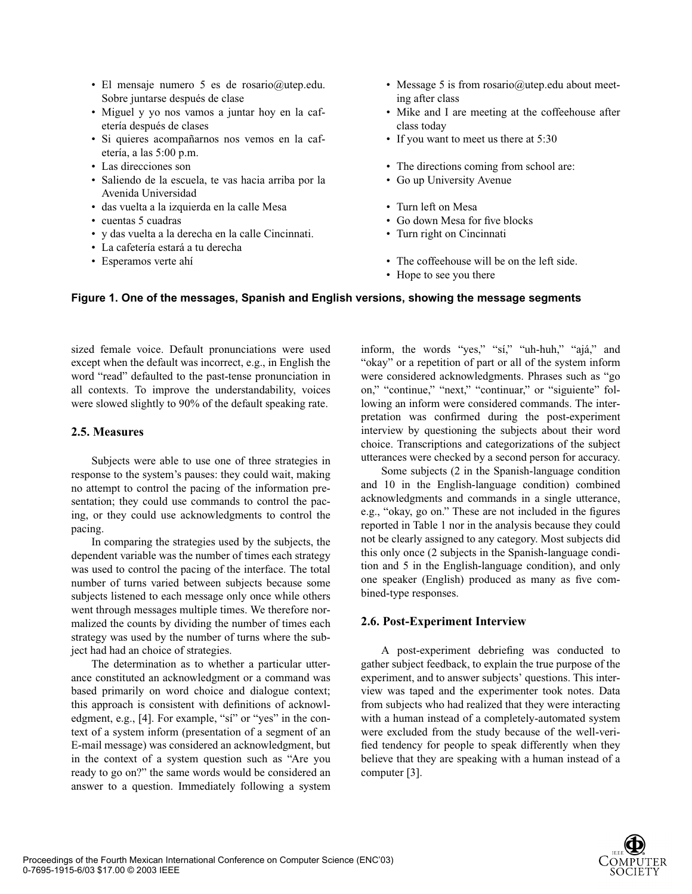- El mensaje numero 5 es de rosario@utep.edu. Sobre juntarse después de clase
- Miguel y yo nos vamos a juntar hoy en la cafetería después de clases
- Si quieres acompañarnos nos vemos en la cafetería, a las 5:00 p.m.
- Las direcciones son
- Saliendo de la escuela, te vas hacia arriba por la Avenida Universidad
- das vuelta a la izquierda en la calle Mesa
- cuentas 5 cuadras
- y das vuelta a la derecha en la calle Cincinnati.
- La cafetería estará a tu derecha
- Esperamos verte ahí

- Message 5 is from rosario@utep.edu about meeting after class
- Mike and I are meeting at the coffeehouse after class today
- If you want to meet us there at 5:30
- The directions coming from school are:
- Go up University Avenue
- Turn left on Mesa
- Go down Mesa for five blocks
- Turn right on Cincinnati
- The coffeehouse will be on the left side.
- Hope to see you there

**Figure 1. One of the messages, Spanish and English versions, showing the message segments**

sized female voice. Default pronunciations were used except when the default was incorrect, e.g., in English the word "read" defaulted to the past-tense pronunciation in all contexts. To improve the understandability, voices were slowed slightly to 90% of the default speaking rate.

### 2.5. Measures

Subjects were able to use one of three strategies in response to the system's pauses: they could wait, making no attempt to control the pacing of the information presentation; they could use commands to control the pacing, or they could use acknowledgments to control the pacing.

In comparing the strategies used by the subjects, the dependent variable was the number of times each strategy was used to control the pacing of the interface. The total number of turns varied between subjects because some subjects listened to each message only once while others went through messages multiple times. We therefore normalized the counts by dividing the number of times each strategy was used by the number of turns where the subject had had an choice of strategies.

The determination as to whether a particular utterance constituted an acknowledgment or a command was based primarily on word choice and dialogue context; this approach is consistent with definitions of acknowledgment, e.g., [4]. For example, "sí" or "yes" in the context of a system inform (presentation of a segment of an E-mail message) was considered an acknowledgment, but in the context of a system question such as "Are you ready to go on?" the same words would be considered an answer to a question. Immediately following a system inform, the words "yes," "sí," "uh-huh," "ajá," and "okay" or a repetition of part or all of the system inform were considered acknowledgments. Phrases such as "go on," "continue," "next," "continuar," or "siguiente" following an inform were considered commands. The interpretation was confirmed during the post-experiment interview by questioning the subjects about their word choice. Transcriptions and categorizations of the subject utterances were checked by a second person for accuracy.

Some subjects (2 in the Spanish-language condition and 10 in the English-language condition) combined acknowledgments and commands in a single utterance, e.g., "okay, go on." These are not included in the figures reported in Table 1 nor in the analysis because they could not be clearly assigned to any category. Most subjects did this only once (2 subjects in the Spanish-language condition and 5 in the English-language condition), and only one speaker (English) produced as many as five combined-type responses.

### 2.6. Post-Experiment Interview

A post-experiment debriefing was conducted to gather subject feedback, to explain the true purpose of the experiment, and to answer subjects' questions. This interview was taped and the experimenter took notes. Data from subjects who had realized that they were interacting with a human instead of a completely-automated system were excluded from the study because of the well-verified tendency for people to speak differently when they believe that they are speaking with a human instead of a computer [3].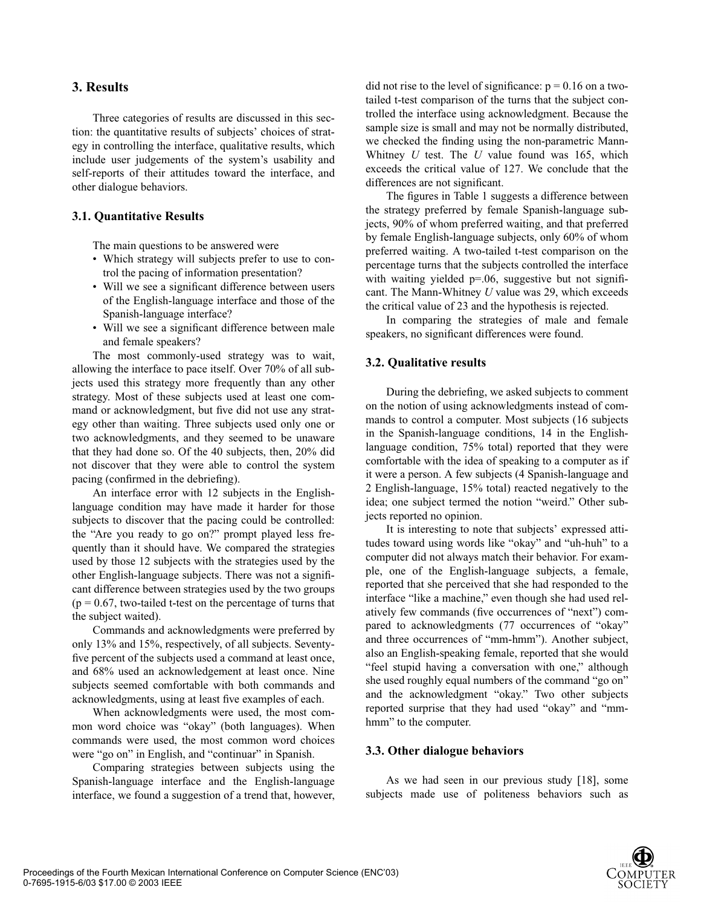## 3. Results

Three categories of results are discussed in this section: the quantitative results of subjects' choices of strategy in controlling the interface, qualitative results, which include user judgements of the system's usability and self-reports of their attitudes toward the interface, and other dialogue behaviors.

### 3.1. Quantitative Results

The main questions to be answered were

- Which strategy will subjects prefer to use to control the pacing of information presentation?
- Will we see a significant difference between users of the English-language interface and those of the Spanish-language interface?
- Will we see a significant difference between male and female speakers?

The most commonly-used strategy was to wait, allowing the interface to pace itself. Over 70% of all subjects used this strategy more frequently than any other strategy. Most of these subjects used at least one command or acknowledgment, but five did not use any strategy other than waiting. Three subjects used only one or two acknowledgments, and they seemed to be unaware that they had done so. Of the 40 subjects, then, 20% did not discover that they were able to control the system pacing (confirmed in the debriefing).

An interface error with 12 subjects in the English-language condition may have made it harder for those subjects to discover that the pacing could be controlled: the "Are you ready to go on?" prompt played less frequently than it should have. We compared the strategies used by those 12 subjects with the strategies used by the other English-language subjects. There was not a significant difference between strategies used by the two groups ($p = 0.67$, two-tailed t-test on the percentage of turns that the subject waited).

Commands and acknowledgments were preferred by only 13% and 15%, respectively, of all subjects. Seventy-five percent of the subjects used a command at least once, and 68% used an acknowledgement at least once. Nine subjects seemed comfortable with both commands and acknowledgments, using at least five examples of each.

When acknowledgments were used, the most common word choice was "okay" (both languages). When commands were used, the most common word choices were "go on" in English, and "continuar" in Spanish.

Comparing strategies between subjects using the Spanish-language interface and the English-language interface, we found a suggestion of a trend that, however, did not rise to the level of significance: $p = 0.16$ on a two-tailed t-test comparison of the turns that the subject controlled the interface using acknowledgment. Because the sample size is small and may not be normally distributed, we checked the finding using the non-parametric Mann-Whitney $U$ test. The $U$ value found was 165, which exceeds the critical value of 127. We conclude that the differences are not significant.

The figures in Table 1 suggests a difference between the strategy preferred by female Spanish-language subjects, 90% of whom preferred waiting, and that preferred by female English-language subjects, only 60% of whom preferred waiting. A two-tailed t-test comparison on the percentage turns that the subjects controlled the interface with waiting yielded $p=.06$, suggestive but not significant. The Mann-Whitney $U$ value was 29, which exceeds the critical value of 23 and the hypothesis is rejected.

In comparing the strategies of male and female speakers, no significant differences were found.

### 3.2. Qualitative results

During the debriefing, we asked subjects to comment on the notion of using acknowledgments instead of commands to control a computer. Most subjects (16 subjects in the Spanish-language conditions, 14 in the English-language condition, 75% total) reported that they were comfortable with the idea of speaking to a computer as if it were a person. A few subjects (4 Spanish-language and 2 English-language, 15% total) reacted negatively to the idea; one subject termed the notion "weird." Other subjects reported no opinion.

It is interesting to note that subjects' expressed attitudes toward using words like "okay" and "uh-huh" to a computer did not always match their behavior. For example, one of the English-language subjects, a female, reported that she perceived that she had responded to the interface "like a machine," even though she had used relatively few commands (five occurrences of "next") compared to acknowledgments (77 occurrences of "okay" and three occurrences of "mm-hmm"). Another subject, also an English-speaking female, reported that she would "feel stupid having a conversation with one," although she used roughly equal numbers of the command "go on" and the acknowledgment "okay." Two other subjects reported surprise that they had used "okay" and "mm-hmm" to the computer.

### 3.3. Other dialogue behaviors

As we had seen in our previous study [18], some subjects made use of politeness behaviors such as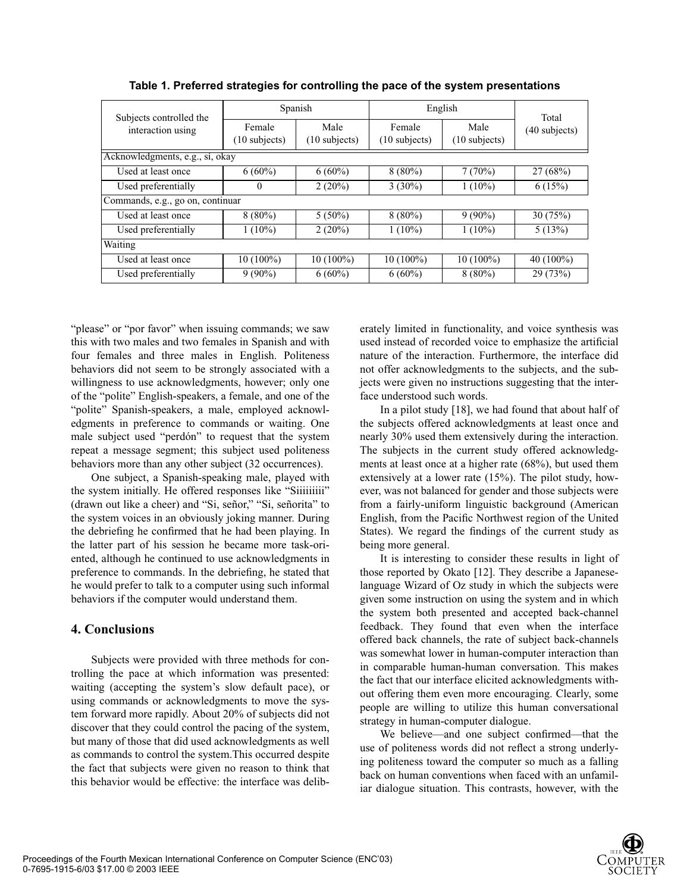**Table 1. Preferred strategies for controlling the pace of the system presentations**

| Subjects controlled the interaction using | Spanish | | English | | Total (40 subjects) |
|---|---|---|---|---|---|
| | Female (10 subjects) | Male (10 subjects) | Female (10 subjects) | Male (10 subjects) | |
| Acknowledgments, e.g., sí, okay | | | | | |
| Used at least once | 6 (60%) | 6 (60%) | 8 (80%) | 7 (70%) | 27 (68%) |
| Used preferentially | 0 | 2 (20%) | 3 (30%) | 1 (10%) | 6 (15%) |
| Commands, e.g., go on, continuar | | | | | |
| Used at least once | 8 (80%) | 5 (50%) | 8 (80%) | 9 (90%) | 30 (75%) |
| Used preferentially | 1 (10%) | 2 (20%) | 1 (10%) | 1 (10%) | 5 (13%) |
| Waiting | | | | | |
| Used at least once | 10 (100%) | 10 (100%) | 10 (100%) | 10 (100%) | 40 (100%) |
| Used preferentially | 9 (90%) | 6 (60%) | 6 (60%) | 8 (80%) | 29 (73%) |

"please" or "por favor" when issuing commands; we saw this with two males and two females in Spanish and with four females and three males in English. Politeness behaviors did not seem to be strongly associated with a willingness to use acknowledgments, however; only one of the "polite" English-speakers, a female, and one of the "polite" Spanish-speakers, a male, employed acknowledgments in preference to commands or waiting. One male subject used "perdón" to request that the system repeat a message segment; this subject used politeness behaviors more than any other subject (32 occurrences).

One subject, a Spanish-speaking male, played with the system initially. He offered responses like "Siiiiiiiii" (drawn out like a cheer) and "Sí, señor," "Sí, señorita" to the system voices in an obviously joking manner. During the debriefing he confirmed that he had been playing. In the latter part of his session he became more task-oriented, although he continued to use acknowledgments in preference to commands. In the debriefing, he stated that he would prefer to talk to a computer using such informal behaviors if the computer would understand them.

## 4. Conclusions

Subjects were provided with three methods for controlling the pace at which information was presented: waiting (accepting the system's slow default pace), or using commands or acknowledgments to move the system forward more rapidly. About 20% of subjects did not discover that they could control the pacing of the system, but many of those that did used acknowledgments as well as commands to control the system.This occurred despite the fact that subjects were given no reason to think that this behavior would be effective: the interface was deliberately limited in functionality, and voice synthesis was used instead of recorded voice to emphasize the artificial nature of the interaction. Furthermore, the interface did not offer acknowledgments to the subjects, and the subjects were given no instructions suggesting that the interface understood such words.

In a pilot study [18], we had found that about half of the subjects offered acknowledgments at least once and nearly 30% used them extensively during the interaction. The subjects in the current study offered acknowledgments at least once at a higher rate (68%), but used them extensively at a lower rate (15%). The pilot study, however, was not balanced for gender and those subjects were from a fairly-uniform linguistic background (American English, from the Pacific Northwest region of the United States). We regard the findings of the current study as being more general.

It is interesting to consider these results in light of those reported by Okato [12]. They describe a Japanese-language Wizard of Oz study in which the subjects were given some instruction on using the system and in which the system both presented and accepted back-channel feedback. They found that even when the interface offered back channels, the rate of subject back-channels was somewhat lower in human-computer interaction than in comparable human-human conversation. This makes the fact that our interface elicited acknowledgments without offering them even more encouraging. Clearly, some people are willing to utilize this human conversational strategy in human-computer dialogue.

We believe—and one subject confirmed—that the use of politeness words did not reflect a strong underlying politeness toward the computer so much as a falling back on human conventions when faced with an unfamiliar dialogue situation. This contrasts, however, with the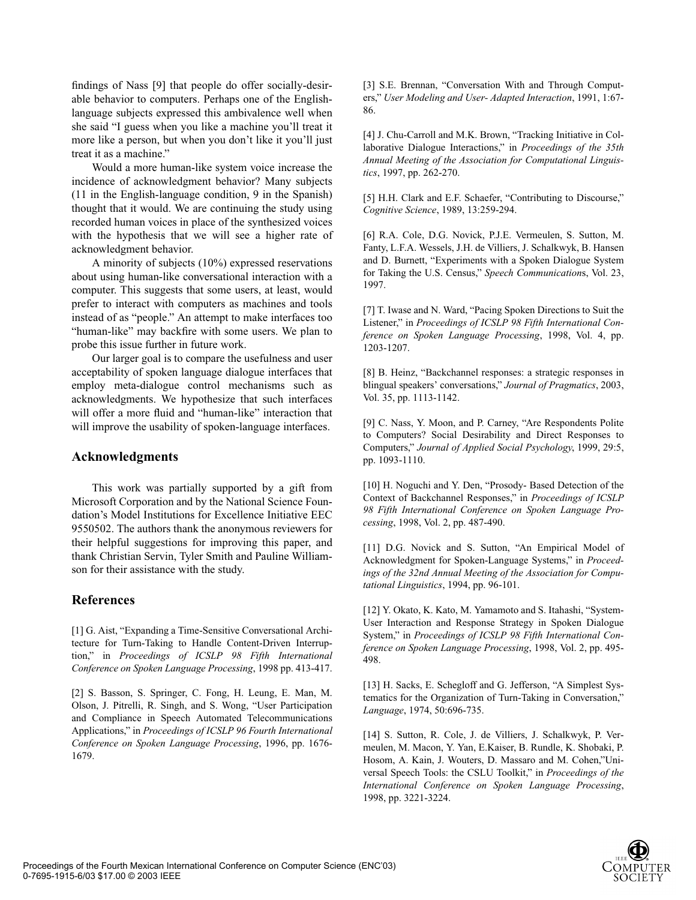findings of Nass [9] that people do offer socially-desirable behavior to computers. Perhaps one of the English-language subjects expressed this ambivalence well when she said "I guess when you like a machine you'll treat it more like a person, but when you don't like it you'll just treat it as a machine."

Would a more human-like system voice increase the incidence of acknowledgment behavior? Many subjects (11 in the English-language condition, 9 in the Spanish) thought that it would. We are continuing the study using recorded human voices in place of the synthesized voices with the hypothesis that we will see a higher rate of acknowledgment behavior.

A minority of subjects (10%) expressed reservations about using human-like conversational interaction with a computer. This suggests that some users, at least, would prefer to interact with computers as machines and tools instead of as "people." An attempt to make interfaces too "human-like" may backfire with some users. We plan to probe this issue further in future work.

Our larger goal is to compare the usefulness and user acceptability of spoken language dialogue interfaces that employ meta-dialogue control mechanisms such as acknowledgments. We hypothesize that such interfaces will offer a more fluid and "human-like" interaction that will improve the usability of spoken-language interfaces.

## Acknowledgments

This work was partially supported by a gift from Microsoft Corporation and by the National Science Foundation's Model Institutions for Excellence Initiative EEC 9550502. The authors thank the anonymous reviewers for their helpful suggestions for improving this paper, and thank Christian Servin, Tyler Smith and Pauline Williamson for their assistance with the study.

## References

[1] G. Aist, "Expanding a Time-Sensitive Conversational Architecture for Turn-Taking to Handle Content-Driven Interruption," in *Proceedings of ICSLP 98 Fifth International Conference on Spoken Language Processing*, 1998 pp. 413-417.

[2] S. Basson, S. Springer, C. Fong, H. Leung, E. Man, M. Olson, J. Pitrelli, R. Singh, and S. Wong, "User Participation and Compliance in Speech Automated Telecommunications Applications," in *Proceedings of ICSLP 96 Fourth International Conference on Spoken Language Processing*, 1996, pp. 1676-1679.

[3] S.E. Brennan, "Conversation With and Through Computers," *User Modeling and User- Adapted Interaction*, 1991, 1:67-86.

[4] J. Chu-Carroll and M.K. Brown, "Tracking Initiative in Collaborative Dialogue Interactions," in *Proceedings of the 35th Annual Meeting of the Association for Computational Linguistics*, 1997, pp. 262-270.

[5] H.H. Clark and E.F. Schaefer, "Contributing to Discourse," *Cognitive Science*, 1989, 13:259-294.

[6] R.A. Cole, D.G. Novick, P.J.E. Vermeulen, S. Sutton, M. Fanty, L.F.A. Wessels, J.H. de Villiers, J. Schalkwyk, B. Hansen and D. Burnett, "Experiments with a Spoken Dialogue System for Taking the U.S. Census," *Speech Communications*, Vol. 23, 1997.

[7] T. Iwase and N. Ward, "Pacing Spoken Directions to Suit the Listener," in *Proceedings of ICSLP 98 Fifth International Conference on Spoken Language Processing*, 1998, Vol. 4, pp. 1203-1207.

[8] B. Heinz, "Backchannel responses: a strategic responses in blingual speakers' conversations," *Journal of Pragmatics*, 2003, Vol. 35, pp. 1113-1142.

[9] C. Nass, Y. Moon, and P. Carney, "Are Respondents Polite to Computers? Social Desirability and Direct Responses to Computers," *Journal of Applied Social Psychology*, 1999, 29:5, pp. 1093-1110.

[10] H. Noguchi and Y. Den, "Prosody- Based Detection of the Context of Backchannel Responses," in *Proceedings of ICSLP 98 Fifth International Conference on Spoken Language Processing*, 1998, Vol. 2, pp. 487-490.

[11] D.G. Novick and S. Sutton, "An Empirical Model of Acknowledgment for Spoken-Language Systems," in *Proceedings of the 32nd Annual Meeting of the Association for Computational Linguistics*, 1994, pp. 96-101.

[12] Y. Okato, K. Kato, M. Yamamoto and S. Itahashi, "System-User Interaction and Response Strategy in Spoken Dialogue System," in *Proceedings of ICSLP 98 Fifth International Conference on Spoken Language Processing*, 1998, Vol. 2, pp. 495-498.

[13] H. Sacks, E. Schegloff and G. Jefferson, "A Simplest Systematics for the Organization of Turn-Taking in Conversation," *Language*, 1974, 50:696-735.

[14] S. Sutton, R. Cole, J. de Villiers, J. Schalkwyk, P. Vermeulen, M. Macon, Y. Yan, E.Kaiser, B. Rundle, K. Shobaki, P. Hosom, A. Kain, J. Wouters, D. Massaro and M. Cohen,"Universal Speech Tools: the CSLU Toolkit," in *Proceedings of the International Conference on Spoken Language Processing*, 1998, pp. 3221-3224.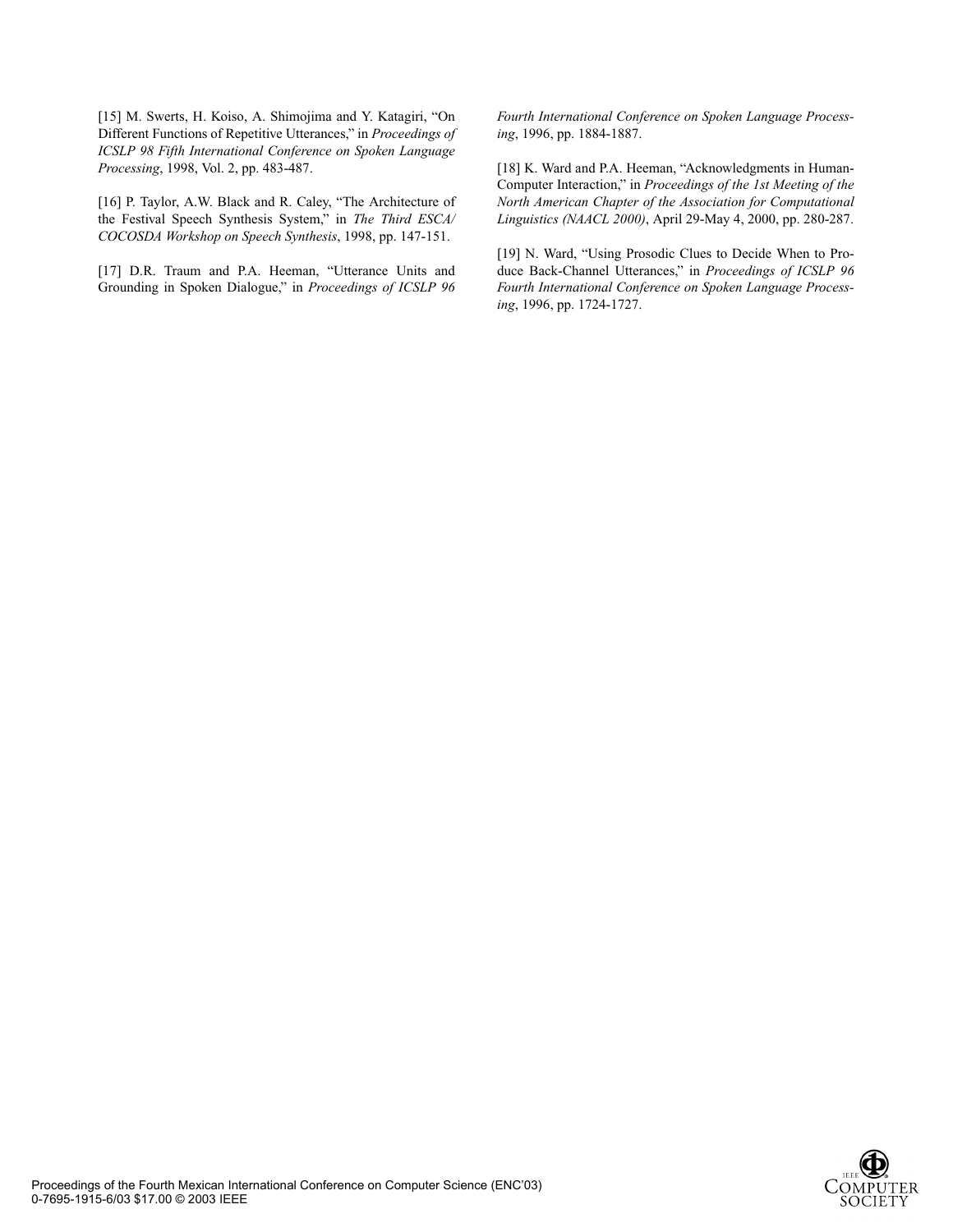[15] M. Swerts, H. Koiso, A. Shimojima and Y. Katagiri, "On Different Functions of Repetitive Utterances," in *Proceedings of ICSLP 98 Fifth International Conference on Spoken Language Processing*, 1998, Vol. 2, pp. 483-487.

[16] P. Taylor, A.W. Black and R. Caley, "The Architecture of the Festival Speech Synthesis System," in *The Third ESCA/ COCOSDA Workshop on Speech Synthesis*, 1998, pp. 147-151.

[17] D.R. Traum and P.A. Heeman, "Utterance Units and Grounding in Spoken Dialogue," in *Proceedings of ICSLP 96 Fourth International Conference on Spoken Language Processing*, 1996, pp. 1884-1887.

[18] K. Ward and P.A. Heeman, "Acknowledgments in Human-Computer Interaction," in *Proceedings of the 1st Meeting of the North American Chapter of the Association for Computational Linguistics (NAACL 2000)*, April 29-May 4, 2000, pp. 280-287.

[19] N. Ward, "Using Prosodic Clues to Decide When to Produce Back-Channel Utterances," in *Proceedings of ICSLP 96 Fourth International Conference on Spoken Language Processing*, 1996, pp. 1724-1727.